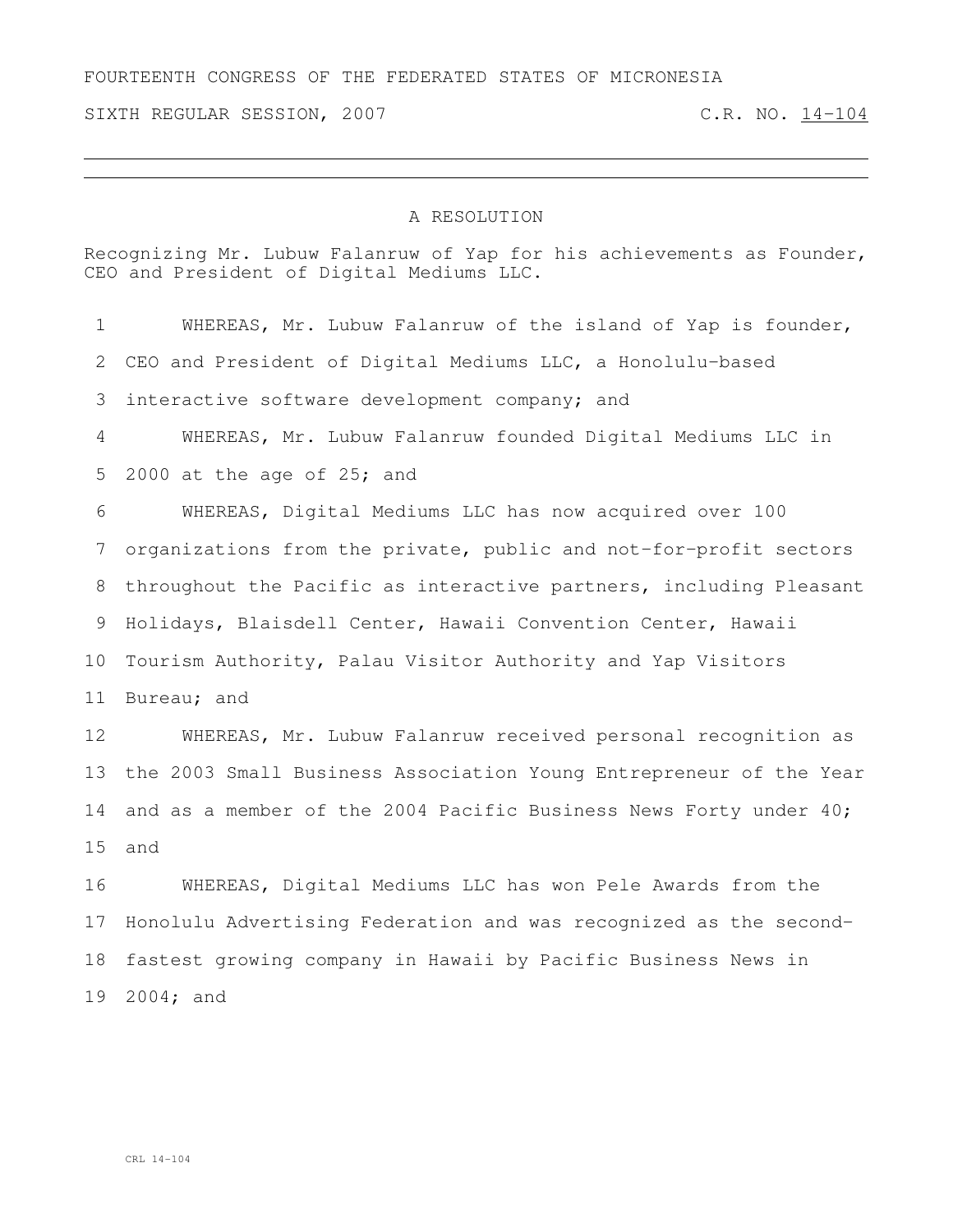FOURTEENTH CONGRESS OF THE FEDERATED STATES OF MICRONESIA

SIXTH REGULAR SESSION, 2007 C.R. NO. 14-104

# A RESOLUTION

Recognizing Mr. Lubuw Falanruw of Yap for his achievements as Founder, CEO and President of Digital Mediums LLC.

1 WHEREAS, Mr. Lubuw Falanruw of the island of Yap is founder,
2 CEO and President of Digital Mediums LLC, a Honolulu-based
3 interactive software development company; and
4 WHEREAS, Mr. Lubuw Falanruw founded Digital Mediums LLC in
5 2000 at the age of 25; and
6 WHEREAS, Digital Mediums LLC has now acquired over 100
7 organizations from the private, public and not-for-profit sectors
8 throughout the Pacific as interactive partners, including Pleasant
9 Holidays, Blaisdell Center, Hawaii Convention Center, Hawaii
10 Tourism Authority, Palau Visitor Authority and Yap Visitors
11 Bureau; and
12 WHEREAS, Mr. Lubuw Falanruw received personal recognition as
13 the 2003 Small Business Association Young Entrepreneur of the Year
14 and as a member of the 2004 Pacific Business News Forty under 40;
15 and
16 WHEREAS, Digital Mediums LLC has won Pele Awards from the
17 Honolulu Advertising Federation and was recognized as the second-
18 fastest growing company in Hawaii by Pacific Business News in
19 2004; and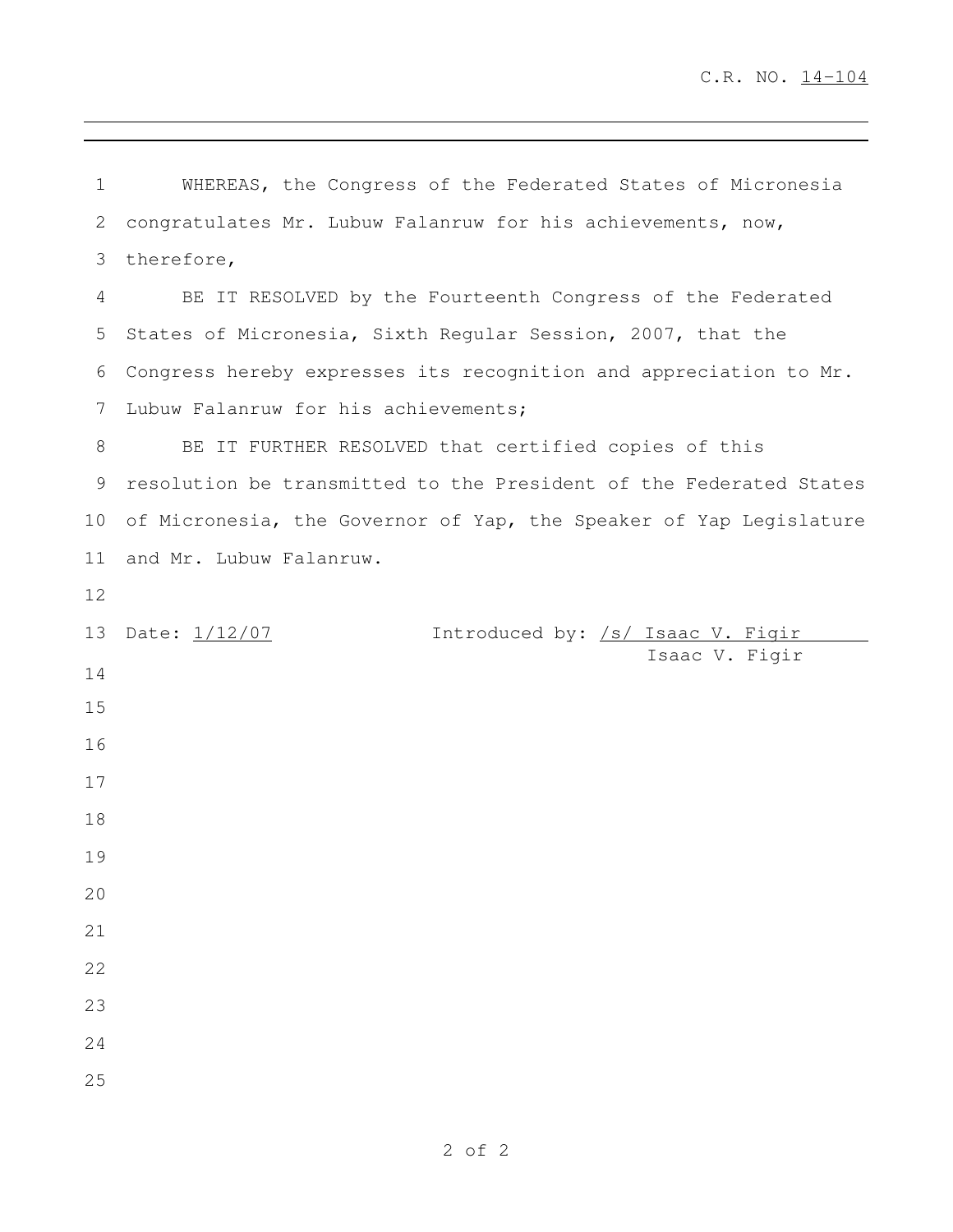C.R. NO. 14-104

WHEREAS, the Congress of the Federated States of Micronesia congratulates Mr. Lubuw Falanruw for his achievements, now, therefore,

BE IT RESOLVED by the Fourteenth Congress of the Federated States of Micronesia, Sixth Regular Session, 2007, that the Congress hereby expresses its recognition and appreciation to Mr. Lubuw Falanruw for his achievements;

BE IT FURTHER RESOLVED that certified copies of this resolution be transmitted to the President of the Federated States of Micronesia, the Governor of Yap, the Speaker of Yap Legislature and Mr. Lubuw Falanruw.

Date: 1/12/07

Introduced by: /s/ Isaac V. Figir
Isaac V. Figir